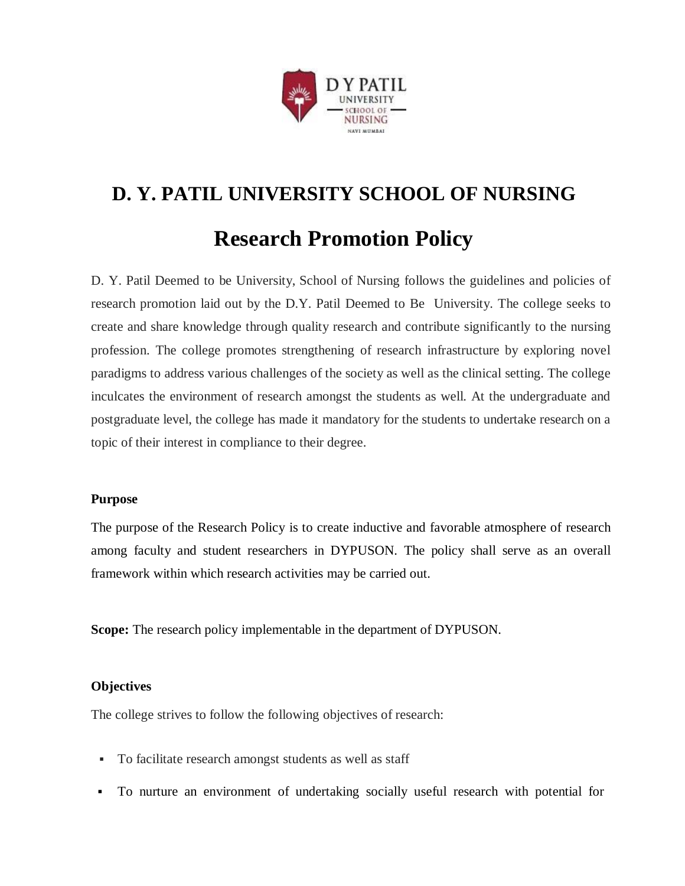# D. Y. PATIL UNIVERSITY SCHOOL OF NURSING

## Research Promotion Policy

D. Y. Patil Deemed to be University, School of Nursing follows the guidelines and policies of research promotion laid out by the D.Y. Patil Deemed to Be University. The college seeks to create and share knowledge through quality research and contribute significantly to the nursing profession. The college promotes strengthening of research infrastructure by exploring novel paradigms to address various challenges of the society as well as the clinical setting. The college inculcates the environment of research amongst the students as well. At the undergraduate and postgraduate level, the college has made it mandatory for the students to undertake research on a topic of their interest in compliance to their degree.

**Purpose**

The purpose of the Research Policy is to create inductive and favorable atmosphere of research among faculty and student researchers in DYPUSON. The policy shall serve as an overall framework within which research activities may be carried out.

**Scope:** The research policy implementable in the department of DYPUSON.

**Objectives**

The college strives to follow the following objectives of research:

- To facilitate research amongst students as well as staff
- To nurture an environment of undertaking socially useful research with potential for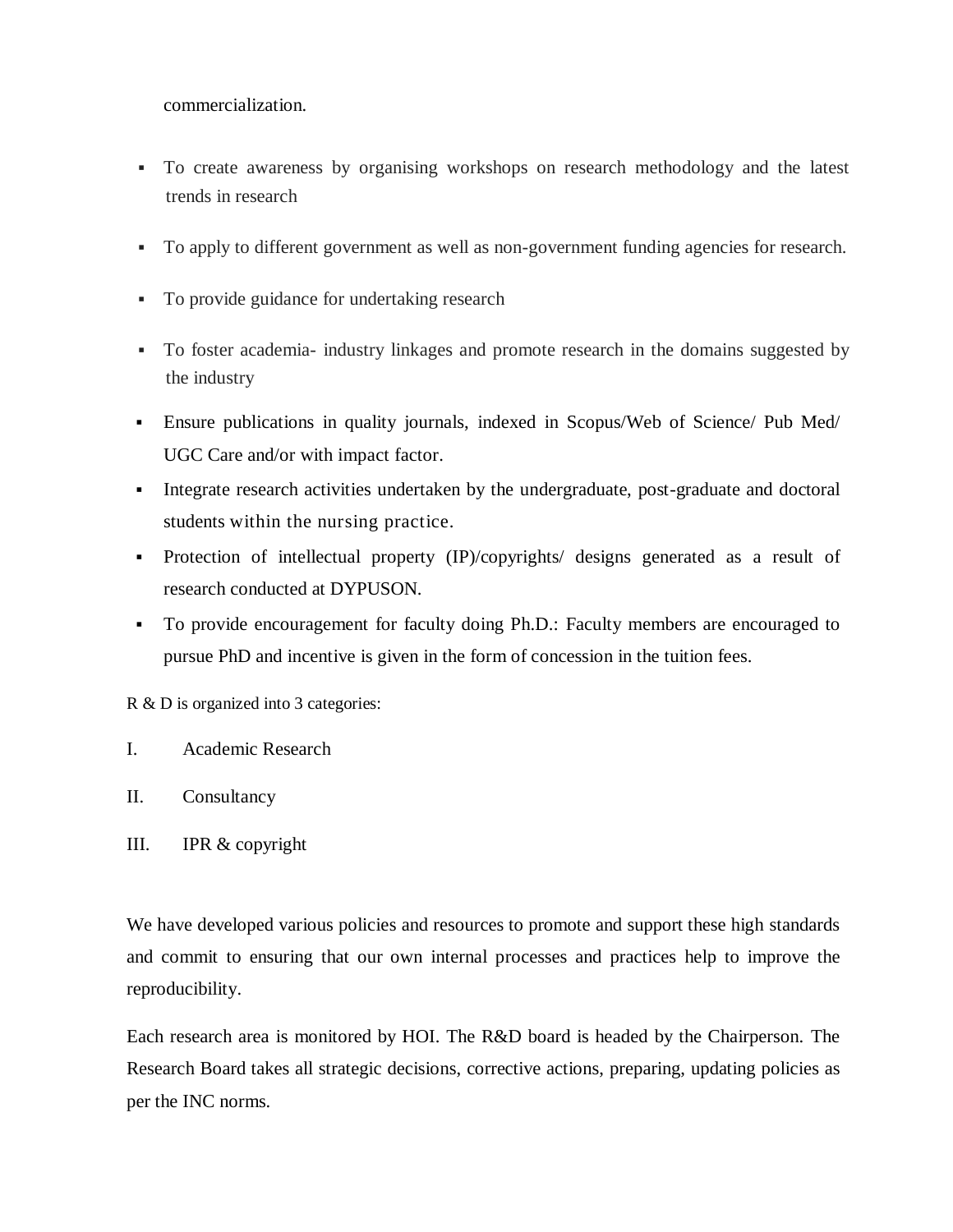commercialization.

- To create awareness by organising workshops on research methodology and the latest trends in research
- To apply to different government as well as non-government funding agencies for research.
- To provide guidance for undertaking research
- To foster academia- industry linkages and promote research in the domains suggested by the industry
- Ensure publications in quality journals, indexed in Scopus/Web of Science/ Pub Med/ UGC Care and/or with impact factor.
- Integrate research activities undertaken by the undergraduate, post-graduate and doctoral students within the nursing practice.
- Protection of intellectual property (IP)/copyrights/ designs generated as a result of research conducted at DYPUSON.
- To provide encouragement for faculty doing Ph.D.: Faculty members are encouraged to pursue PhD and incentive is given in the form of concession in the tuition fees.

R & D is organized into 3 categories:

I. Academic Research

II. Consultancy

III. IPR & copyright

We have developed various policies and resources to promote and support these high standards and commit to ensuring that our own internal processes and practices help to improve the reproducibility.

Each research area is monitored by HOI. The R&D board is headed by the Chairperson. The Research Board takes all strategic decisions, corrective actions, preparing, updating policies as per the INC norms.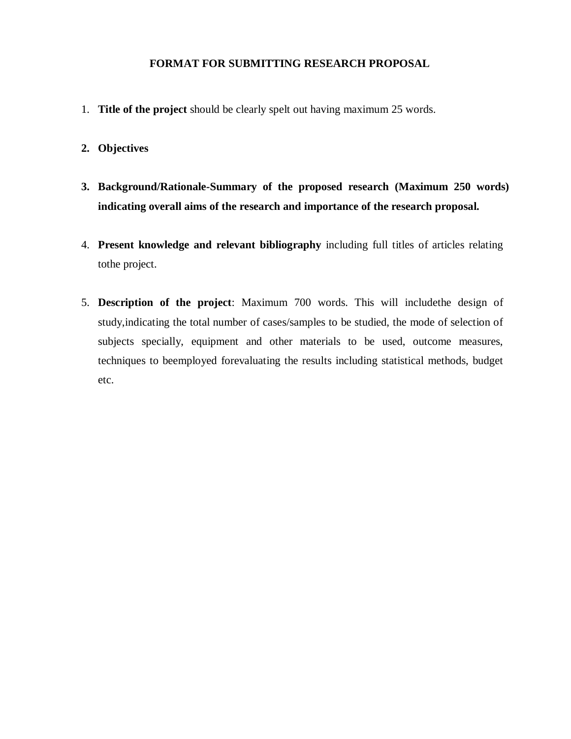**FORMAT FOR SUBMITTING RESEARCH PROPOSAL**

1. **Title of the project** should be clearly spelt out having maximum 25 words.

2. **Objectives**

3. **Background/Rationale-Summary of the proposed research (Maximum 250 words) indicating overall aims of the research and importance of the research proposal.**

4. **Present knowledge and relevant bibliography** including full titles of articles relating tothe project.

5. **Description of the project**: Maximum 700 words. This will includethe design of study,indicating the total number of cases/samples to be studied, the mode of selection of subjects specially, equipment and other materials to be used, outcome measures, techniques to beemployed forevaluating the results including statistical methods, budget etc.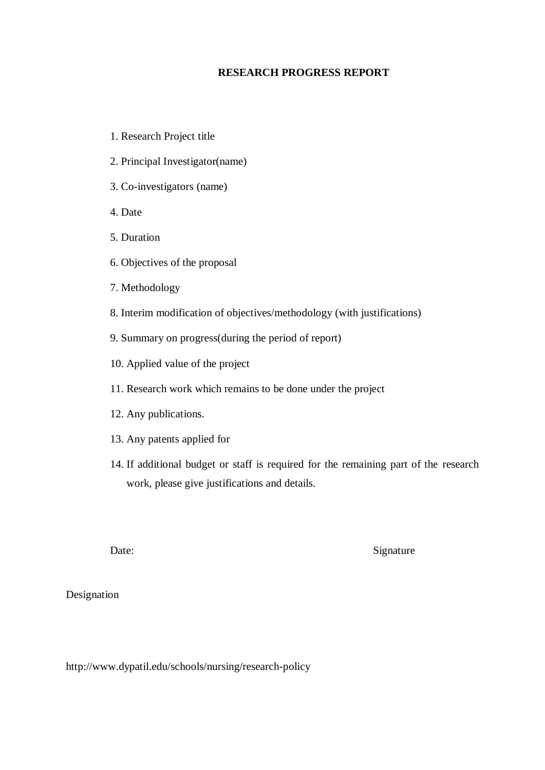# RESEARCH PROGRESS REPORT

1. Research Project title
2. Principal Investigator(name)
3. Co-investigators (name)
4. Date
5. Duration
6. Objectives of the proposal
7. Methodology
8. Interim modification of objectives/methodology (with justifications)
9. Summary on progress(during the period of report)
10. Applied value of the project
11. Research work which remains to be done under the project
12. Any publications.
13. Any patents applied for
14. If additional budget or staff is required for the remaining part of the research work, please give justifications and details.

Date: Signature

Designation

http://www.dypatil.edu/schools/nursing/research-policy